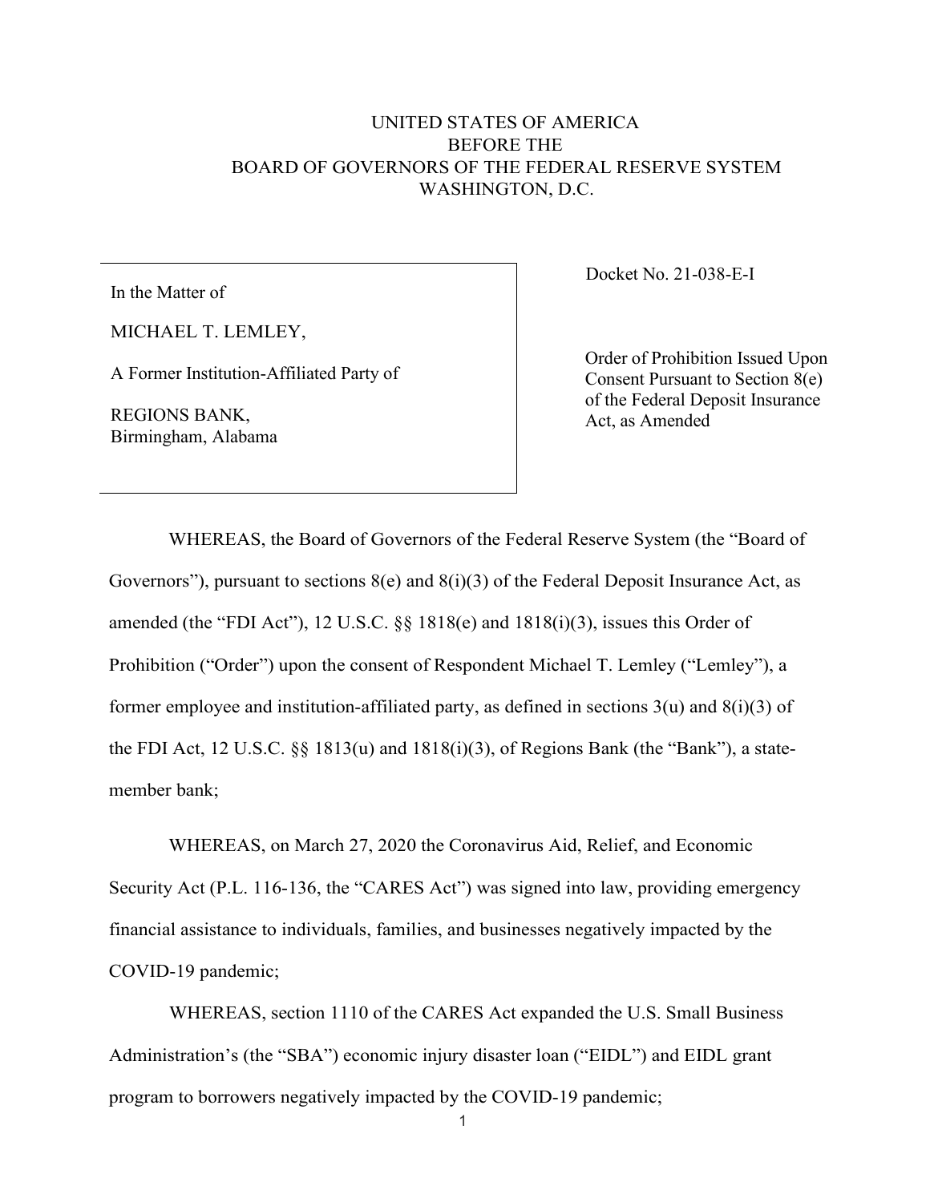UNITED STATES OF AMERICA
BEFORE THE
BOARD OF GOVERNORS OF THE FEDERAL RESERVE SYSTEM
WASHINGTON, D.C.

| In the Matter of<br><br>MICHAEL T. LEMLEY,<br><br>A Former Institution-Affiliated Party of<br><br>REGIONS BANK,<br>Birmingham, Alabama | Docket No. 21-038-E-I<br><br>Order of Prohibition Issued Upon Consent Pursuant to Section 8(e) of the Federal Deposit Insurance Act, as Amended |
|---|---|

WHEREAS, the Board of Governors of the Federal Reserve System (the "Board of Governors"), pursuant to sections 8(e) and 8(i)(3) of the Federal Deposit Insurance Act, as amended (the "FDI Act"), 12 U.S.C. §§ 1818(e) and 1818(i)(3), issues this Order of Prohibition ("Order") upon the consent of Respondent Michael T. Lemley ("Lemley"), a former employee and institution-affiliated party, as defined in sections 3(u) and 8(i)(3) of the FDI Act, 12 U.S.C. §§ 1813(u) and 1818(i)(3), of Regions Bank (the "Bank"), a state-member bank;

WHEREAS, on March 27, 2020 the Coronavirus Aid, Relief, and Economic Security Act (P.L. 116-136, the "CARES Act") was signed into law, providing emergency financial assistance to individuals, families, and businesses negatively impacted by the COVID-19 pandemic;

WHEREAS, section 1110 of the CARES Act expanded the U.S. Small Business Administration's (the "SBA") economic injury disaster loan ("EIDL") and EIDL grant program to borrowers negatively impacted by the COVID-19 pandemic;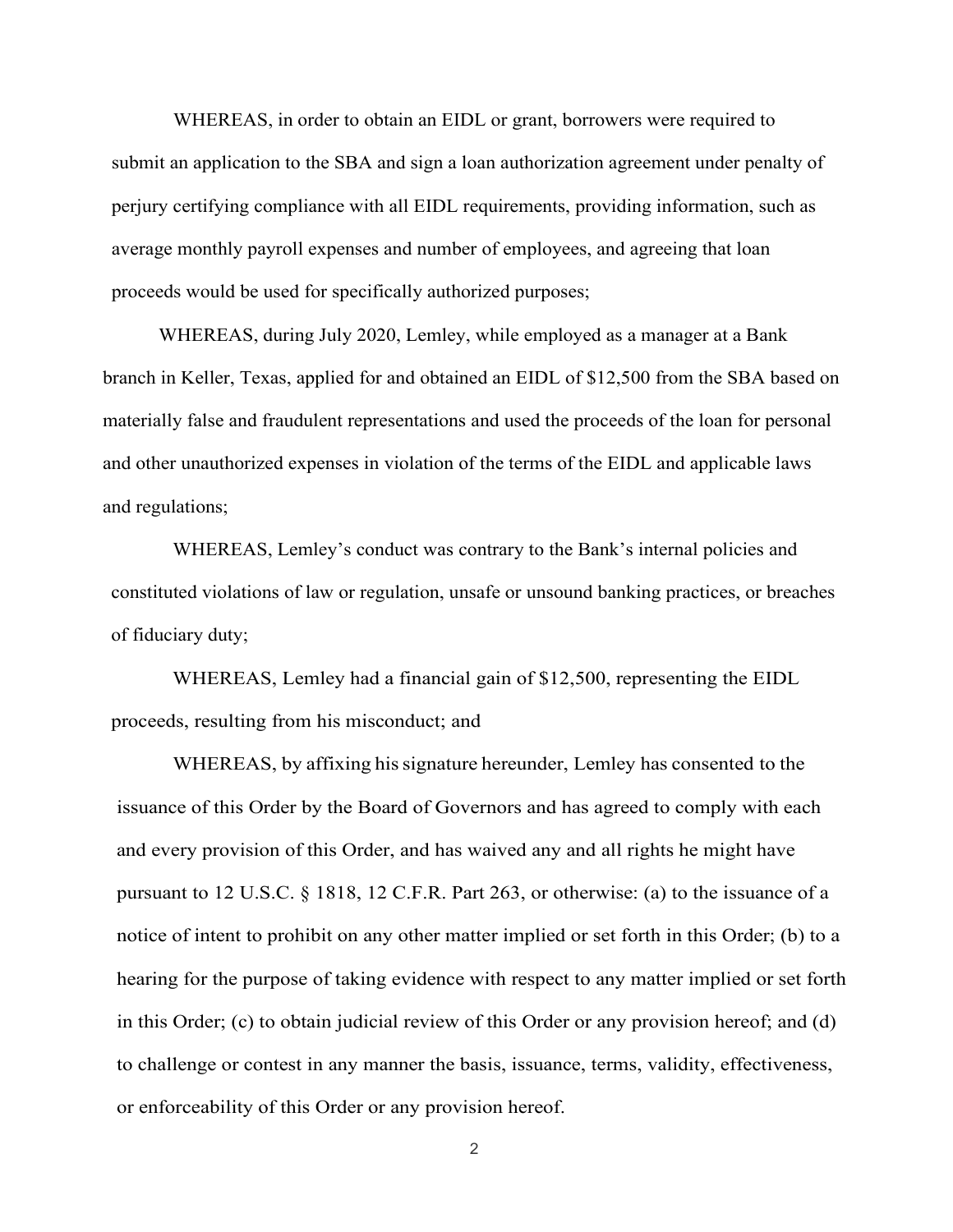WHEREAS, in order to obtain an EIDL or grant, borrowers were required to submit an application to the SBA and sign a loan authorization agreement under penalty of perjury certifying compliance with all EIDL requirements, providing information, such as average monthly payroll expenses and number of employees, and agreeing that loan proceeds would be used for specifically authorized purposes;

WHEREAS, during July 2020, Lemley, while employed as a manager at a Bank branch in Keller, Texas, applied for and obtained an EIDL of $12,500 from the SBA based on materially false and fraudulent representations and used the proceeds of the loan for personal and other unauthorized expenses in violation of the terms of the EIDL and applicable laws and regulations;

WHEREAS, Lemley's conduct was contrary to the Bank's internal policies and constituted violations of law or regulation, unsafe or unsound banking practices, or breaches of fiduciary duty;

WHEREAS, Lemley had a financial gain of $12,500, representing the EIDL proceeds, resulting from his misconduct; and

WHEREAS, by affixing his signature hereunder, Lemley has consented to the issuance of this Order by the Board of Governors and has agreed to comply with each and every provision of this Order, and has waived any and all rights he might have pursuant to 12 U.S.C. § 1818, 12 C.F.R. Part 263, or otherwise: (a) to the issuance of a notice of intent to prohibit on any other matter implied or set forth in this Order; (b) to a hearing for the purpose of taking evidence with respect to any matter implied or set forth in this Order; (c) to obtain judicial review of this Order or any provision hereof; and (d) to challenge or contest in any manner the basis, issuance, terms, validity, effectiveness, or enforceability of this Order or any provision hereof.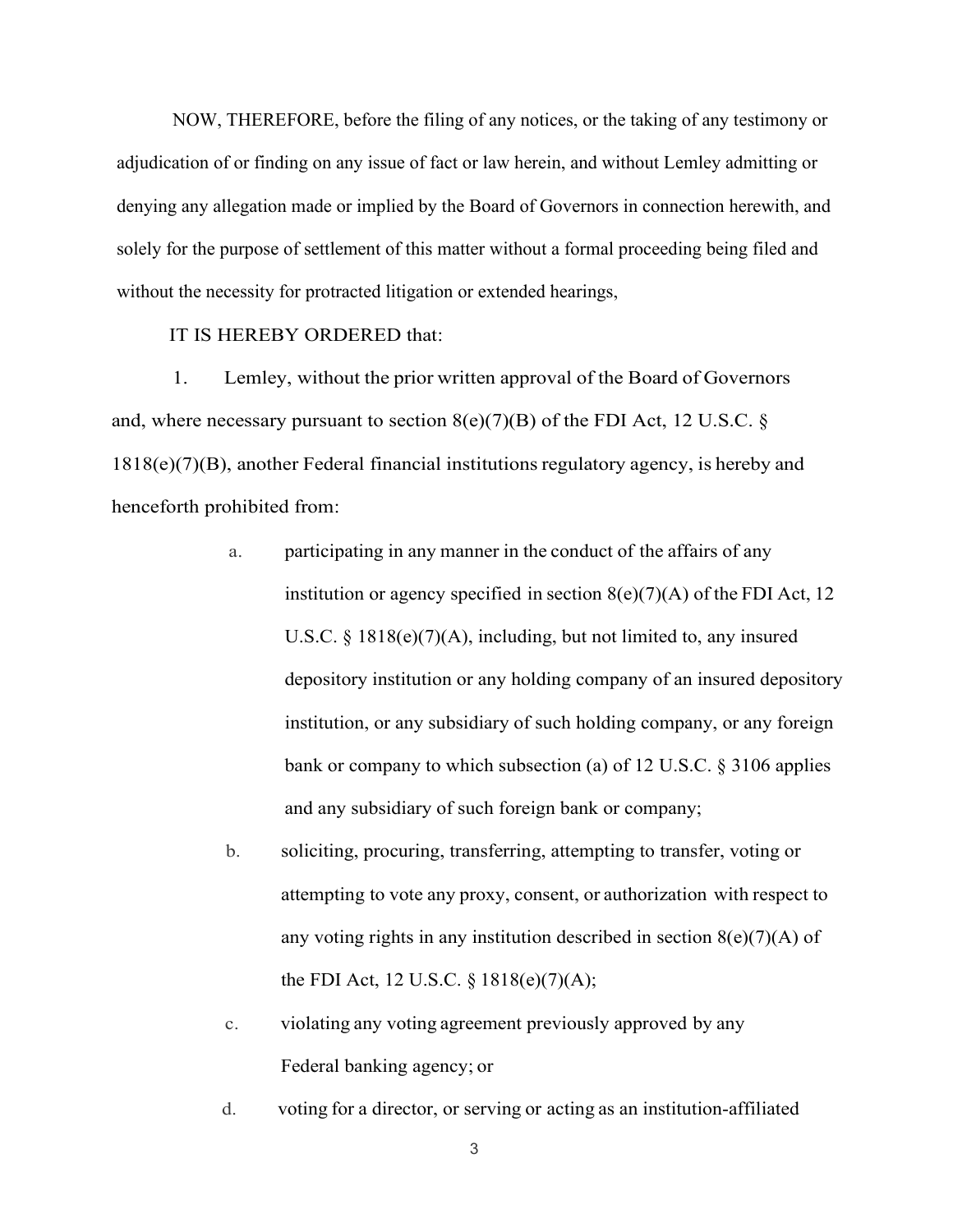NOW, THEREFORE, before the filing of any notices, or the taking of any testimony or adjudication of or finding on any issue of fact or law herein, and without Lemley admitting or denying any allegation made or implied by the Board of Governors in connection herewith, and solely for the purpose of settlement of this matter without a formal proceeding being filed and without the necessity for protracted litigation or extended hearings,

IT IS HEREBY ORDERED that:

1. Lemley, without the prior written approval of the Board of Governors and, where necessary pursuant to section 8(e)(7)(B) of the FDI Act, 12 U.S.C. § 1818(e)(7)(B), another Federal financial institutions regulatory agency, is hereby and henceforth prohibited from:

   a. participating in any manner in the conduct of the affairs of any institution or agency specified in section 8(e)(7)(A) of the FDI Act, 12 U.S.C. § 1818(e)(7)(A), including, but not limited to, any insured depository institution or any holding company of an insured depository institution, or any subsidiary of such holding company, or any foreign bank or company to which subsection (a) of 12 U.S.C. § 3106 applies and any subsidiary of such foreign bank or company;

   b. soliciting, procuring, transferring, attempting to transfer, voting or attempting to vote any proxy, consent, or authorization with respect to any voting rights in any institution described in section 8(e)(7)(A) of the FDI Act, 12 U.S.C. § 1818(e)(7)(A);

   c. violating any voting agreement previously approved by any Federal banking agency; or

   d. voting for a director, or serving or acting as an institution-affiliated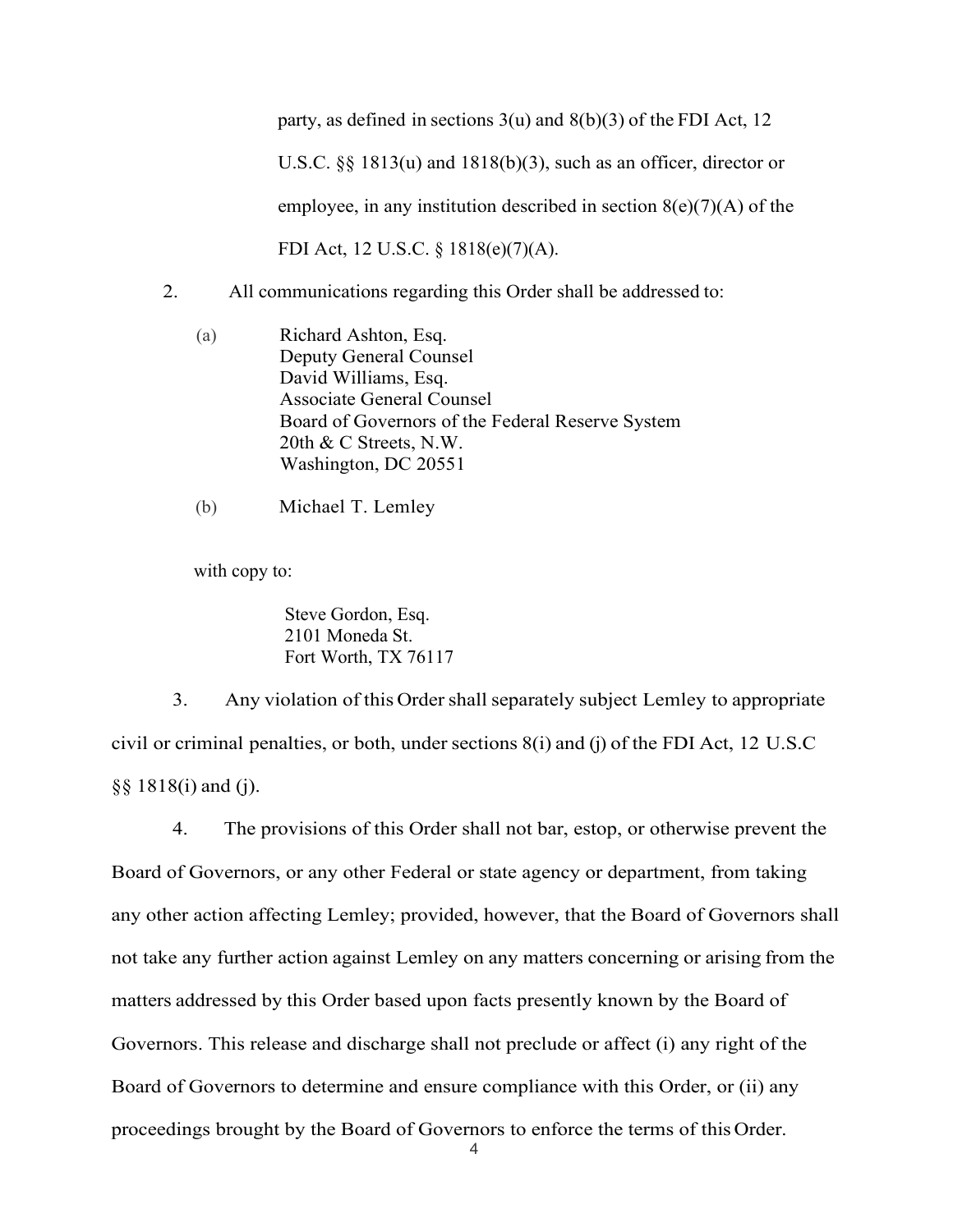party, as defined in sections 3(u) and 8(b)(3) of the FDI Act, 12 U.S.C. §§ 1813(u) and 1818(b)(3), such as an officer, director or employee, in any institution described in section 8(e)(7)(A) of the FDI Act, 12 U.S.C. § 1818(e)(7)(A).

2. All communications regarding this Order shall be addressed to:

(a) Richard Ashton, Esq.
Deputy General Counsel
David Williams, Esq.
Associate General Counsel
Board of Governors of the Federal Reserve System
20th & C Streets, N.W.
Washington, DC 20551

(b) Michael T. Lemley

with copy to:

Steve Gordon, Esq.
2101 Moneda St.
Fort Worth, TX 76117

3. Any violation of this Order shall separately subject Lemley to appropriate civil or criminal penalties, or both, under sections 8(i) and (j) of the FDI Act, 12 U.S.C §§ 1818(i) and (j).

4. The provisions of this Order shall not bar, estop, or otherwise prevent the Board of Governors, or any other Federal or state agency or department, from taking any other action affecting Lemley; provided, however, that the Board of Governors shall not take any further action against Lemley on any matters concerning or arising from the matters addressed by this Order based upon facts presently known by the Board of Governors. This release and discharge shall not preclude or affect (i) any right of the Board of Governors to determine and ensure compliance with this Order, or (ii) any proceedings brought by the Board of Governors to enforce the terms of this Order.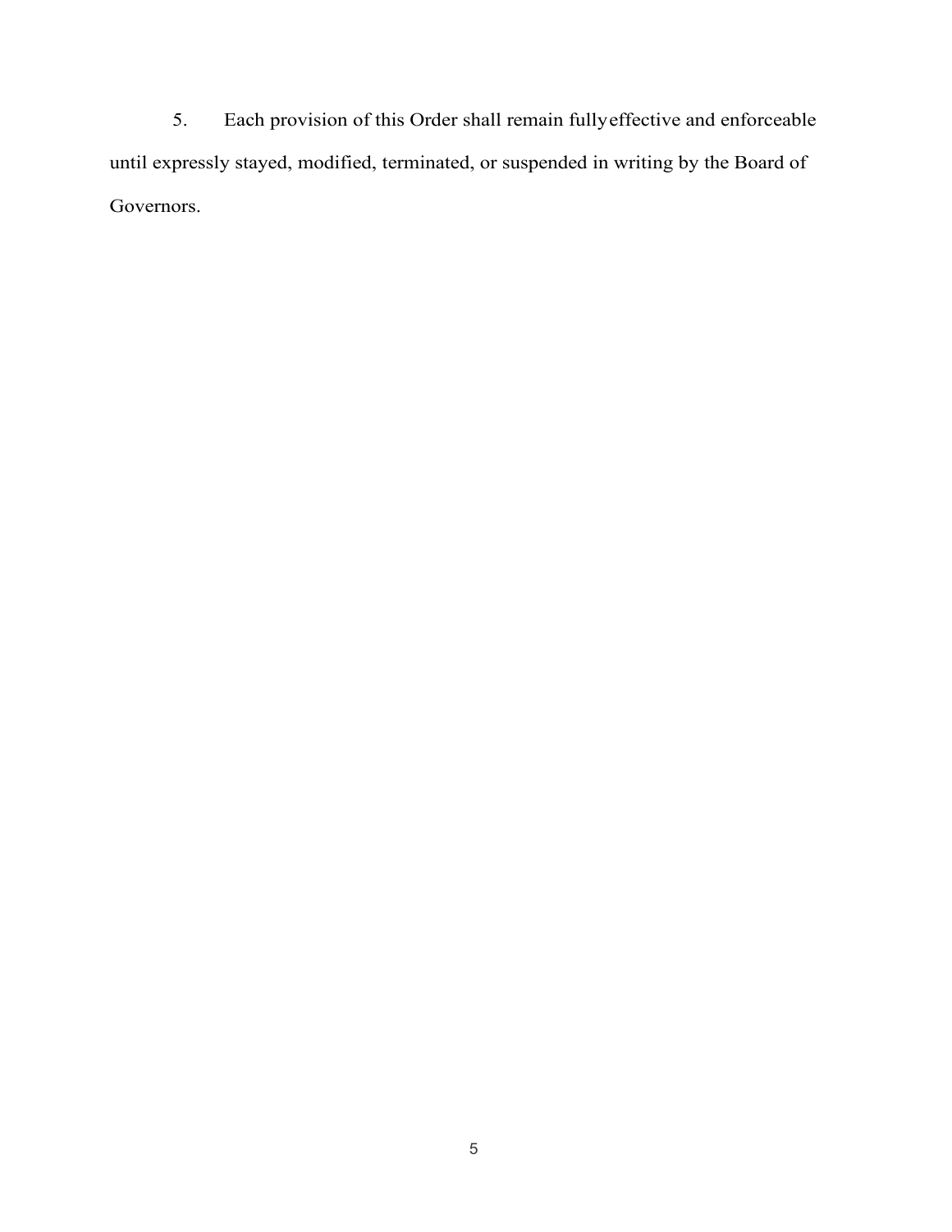5. Each provision of this Order shall remain fully effective and enforceable until expressly stayed, modified, terminated, or suspended in writing by the Board of Governors.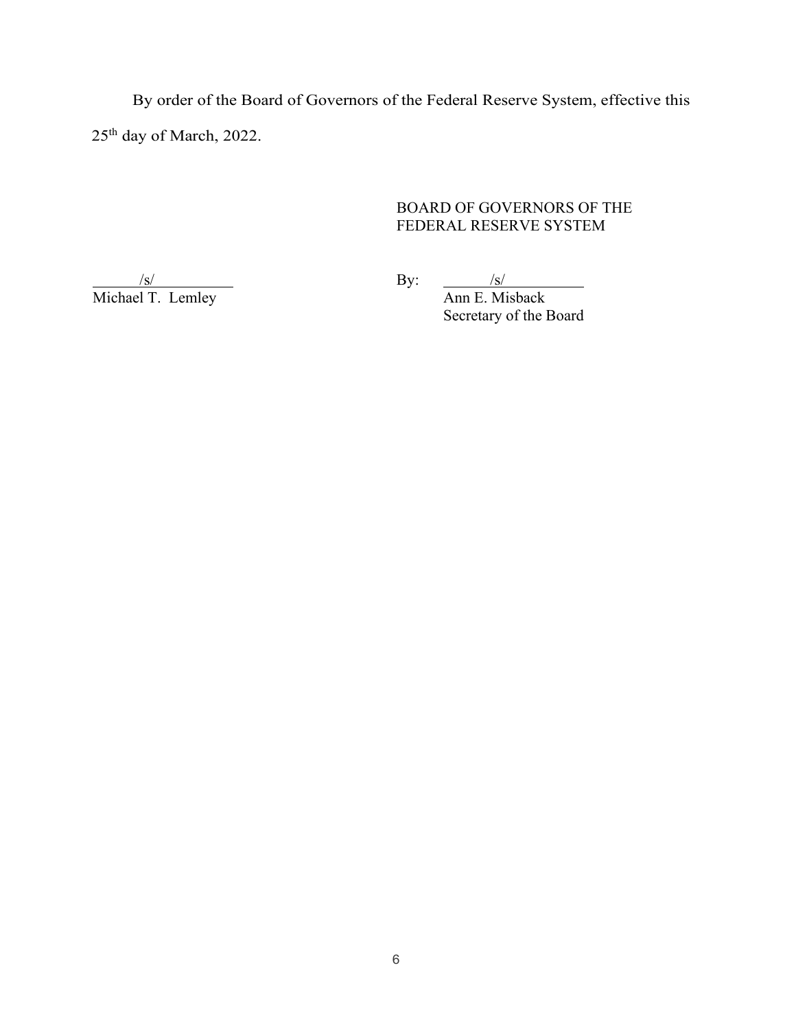By order of the Board of Governors of the Federal Reserve System, effective this 25th day of March, 2022.

BOARD OF GOVERNORS OF THE FEDERAL RESERVE SYSTEM

/s/
Michael T. Lemley

By: /s/
Ann E. Misback
Secretary of the Board